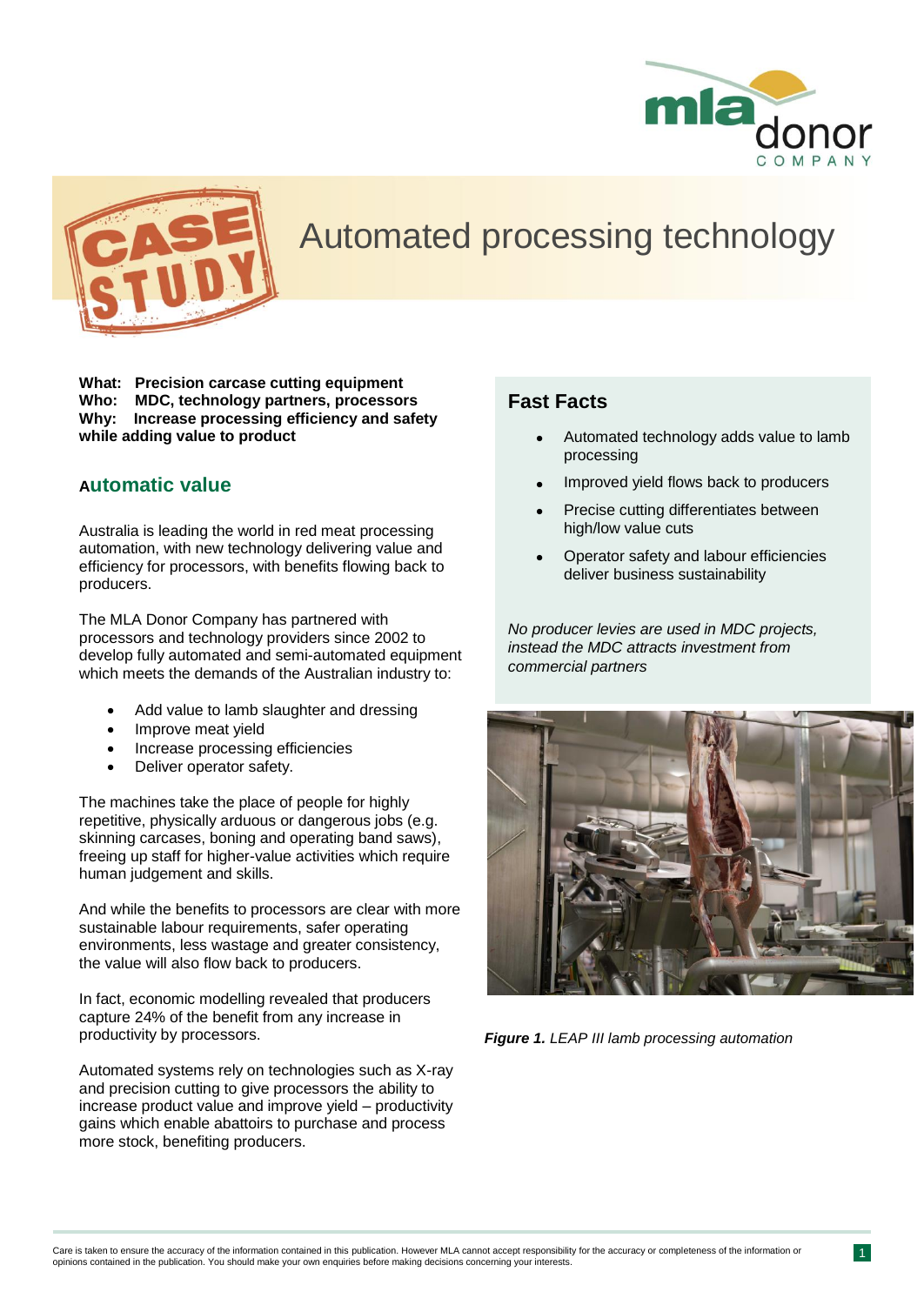# Automated processing technology

**What: Precision carcase cutting equipment**
**Who: MDC, technology partners, processors**
**Why: Increase processing efficiency and safety while adding value to product**

## Automatic value

Australia is leading the world in red meat processing automation, with new technology delivering value and efficiency for processors, with benefits flowing back to producers.

The MLA Donor Company has partnered with processors and technology providers since 2002 to develop fully automated and semi-automated equipment which meets the demands of the Australian industry to:

- Add value to lamb slaughter and dressing
- Improve meat yield
- Increase processing efficiencies
- Deliver operator safety.

The machines take the place of people for highly repetitive, physically arduous or dangerous jobs (e.g. skinning carcases, boning and operating band saws), freeing up staff for higher-value activities which require human judgement and skills.

And while the benefits to processors are clear with more sustainable labour requirements, safer operating environments, less wastage and greater consistency, the value will also flow back to producers.

In fact, economic modelling revealed that producers capture 24% of the benefit from any increase in productivity by processors.

Automated systems rely on technologies such as X-ray and precision cutting to give processors the ability to increase product value and improve yield – productivity gains which enable abattoirs to purchase and process more stock, benefiting producers.

## Fast Facts

- Automated technology adds value to lamb processing
- Improved yield flows back to producers
- Precise cutting differentiates between high/low value cuts
- Operator safety and labour efficiencies deliver business sustainability

*No producer levies are used in MDC projects, instead the MDC attracts investment from commercial partners*

***Figure 1.*** *LEAP III lamb processing automation*

Care is taken to ensure the accuracy of the information contained in this publication. However MLA cannot accept responsibility for the accuracy or completeness of the information or opinions contained in the publication. You should make your own enquiries before making decisions concerning your interests.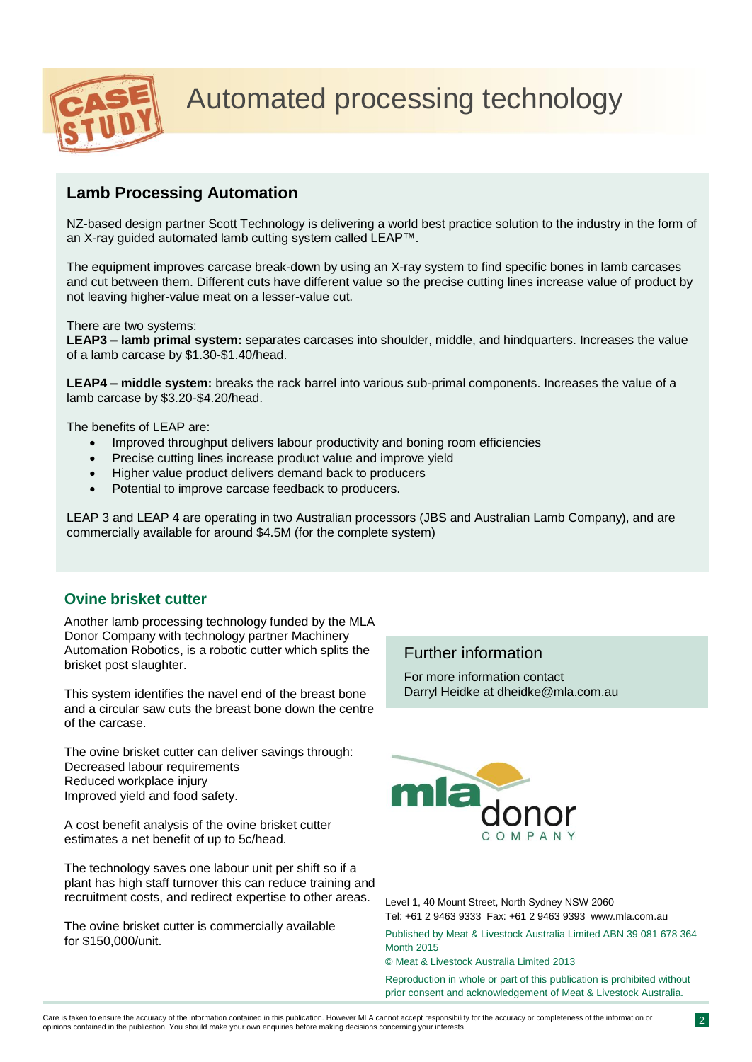# Automated processing technology

## Lamb Processing Automation

NZ-based design partner Scott Technology is delivering a world best practice solution to the industry in the form of an X-ray guided automated lamb cutting system called LEAP™.

The equipment improves carcase break-down by using an X-ray system to find specific bones in lamb carcases and cut between them. Different cuts have different value so the precise cutting lines increase value of product by not leaving higher-value meat on a lesser-value cut.

There are two systems:
**LEAP3 – lamb primal system:** separates carcases into shoulder, middle, and hindquarters. Increases the value of a lamb carcase by $1.30-$1.40/head.

**LEAP4 – middle system:** breaks the rack barrel into various sub-primal components. Increases the value of a lamb carcase by $3.20-$4.20/head.

The benefits of LEAP are:

- Improved throughput delivers labour productivity and boning room efficiencies
- Precise cutting lines increase product value and improve yield
- Higher value product delivers demand back to producers
- Potential to improve carcase feedback to producers.

LEAP 3 and LEAP 4 are operating in two Australian processors (JBS and Australian Lamb Company), and are commercially available for around $4.5M (for the complete system)

### Ovine brisket cutter

Another lamb processing technology funded by the MLA Donor Company with technology partner Machinery Automation Robotics, is a robotic cutter which splits the brisket post slaughter.

This system identifies the navel end of the breast bone and a circular saw cuts the breast bone down the centre of the carcase.

The ovine brisket cutter can deliver savings through:
Decreased labour requirements
Reduced workplace injury
Improved yield and food safety.

A cost benefit analysis of the ovine brisket cutter estimates a net benefit of up to 5c/head.

The technology saves one labour unit per shift so if a plant has high staff turnover this can reduce training and recruitment costs, and redirect expertise to other areas.

The ovine brisket cutter is commercially available for $150,000/unit.

## Further information

For more information contact
Darryl Heidke at dheidke@mla.com.au

mla donor COMPANY

Level 1, 40 Mount Street, North Sydney NSW 2060
Tel: +61 2 9463 9333 Fax: +61 2 9463 9393 www.mla.com.au

Published by Meat & Livestock Australia Limited ABN 39 081 678 364
Month 2015

© Meat & Livestock Australia Limited 2013

Reproduction in whole or part of this publication is prohibited without prior consent and acknowledgement of Meat & Livestock Australia.

Care is taken to ensure the accuracy of the information contained in this publication. However MLA cannot accept responsibility for the accuracy or completeness of the information or opinions contained in the publication. You should make your own enquiries before making decisions concerning your interests.